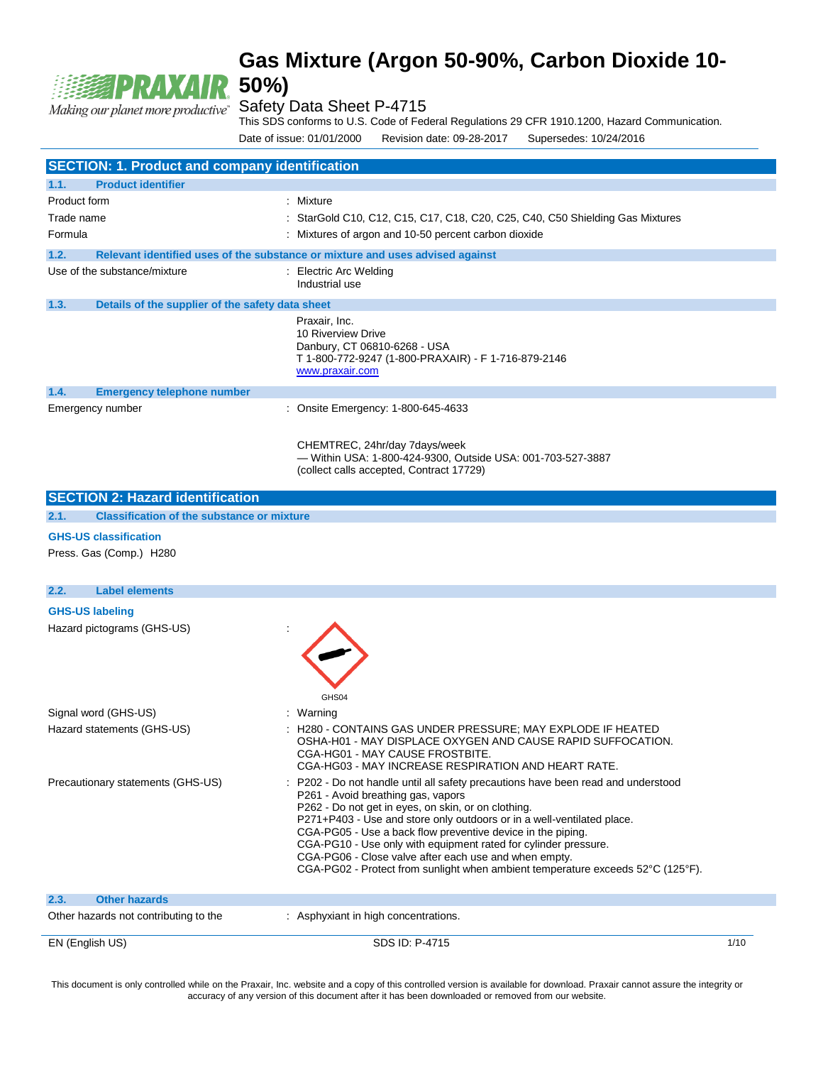# Gas Mixture (Argon 50-90%, Carbon Dioxide 10-50%)

Safety Data Sheet P-4715

This SDS conforms to U.S. Code of Federal Regulations 29 CFR 1910.1200, Hazard Communication.

Date of issue: 01/01/2000 Revision date: 09-28-2017 Supersedes: 10/24/2016

## SECTION: 1. Product and company identification

### 1.1. Product identifier

Product form : Mixture

Trade name : StarGold C10, C12, C15, C17, C18, C20, C25, C40, C50 Shielding Gas Mixtures

Formula : Mixtures of argon and 10-50 percent carbon dioxide

### 1.2. Relevant identified uses of the substance or mixture and uses advised against

Use of the substance/mixture : Electric Arc Welding
Industrial use

### 1.3. Details of the supplier of the safety data sheet

Praxair, Inc.
10 Riverview Drive
Danbury, CT 06810-6268 - USA
T 1-800-772-9247 (1-800-PRAXAIR) - F 1-716-879-2146
www.praxair.com

### 1.4. Emergency telephone number

Emergency number : Onsite Emergency: 1-800-645-4633

CHEMTREC, 24hr/day 7days/week
— Within USA: 1-800-424-9300, Outside USA: 001-703-527-3887
(collect calls accepted, Contract 17729)

## SECTION 2: Hazard identification

### 2.1. Classification of the substance or mixture

**GHS-US classification**

Press. Gas (Comp.) H280

### 2.2. Label elements

**GHS-US labeling**

Hazard pictograms (GHS-US) :

GHS04

Signal word (GHS-US) : Warning

Hazard statements (GHS-US) : H280 - CONTAINS GAS UNDER PRESSURE; MAY EXPLODE IF HEATED
OSHA-H01 - MAY DISPLACE OXYGEN AND CAUSE RAPID SUFFOCATION.
CGA-HG01 - MAY CAUSE FROSTBITE.
CGA-HG03 - MAY INCREASE RESPIRATION AND HEART RATE.

Precautionary statements (GHS-US) : P202 - Do not handle until all safety precautions have been read and understood
P261 - Avoid breathing gas, vapors
P262 - Do not get in eyes, on skin, or on clothing.
P271+P403 - Use and store only outdoors or in a well-ventilated place.
CGA-PG05 - Use a back flow preventive device in the piping.
CGA-PG10 - Use only with equipment rated for cylinder pressure.
CGA-PG06 - Close valve after each use and when empty.
CGA-PG02 - Protect from sunlight when ambient temperature exceeds 52°C (125°F).

### 2.3. Other hazards

Other hazards not contributing to the : Asphyxiant in high concentrations.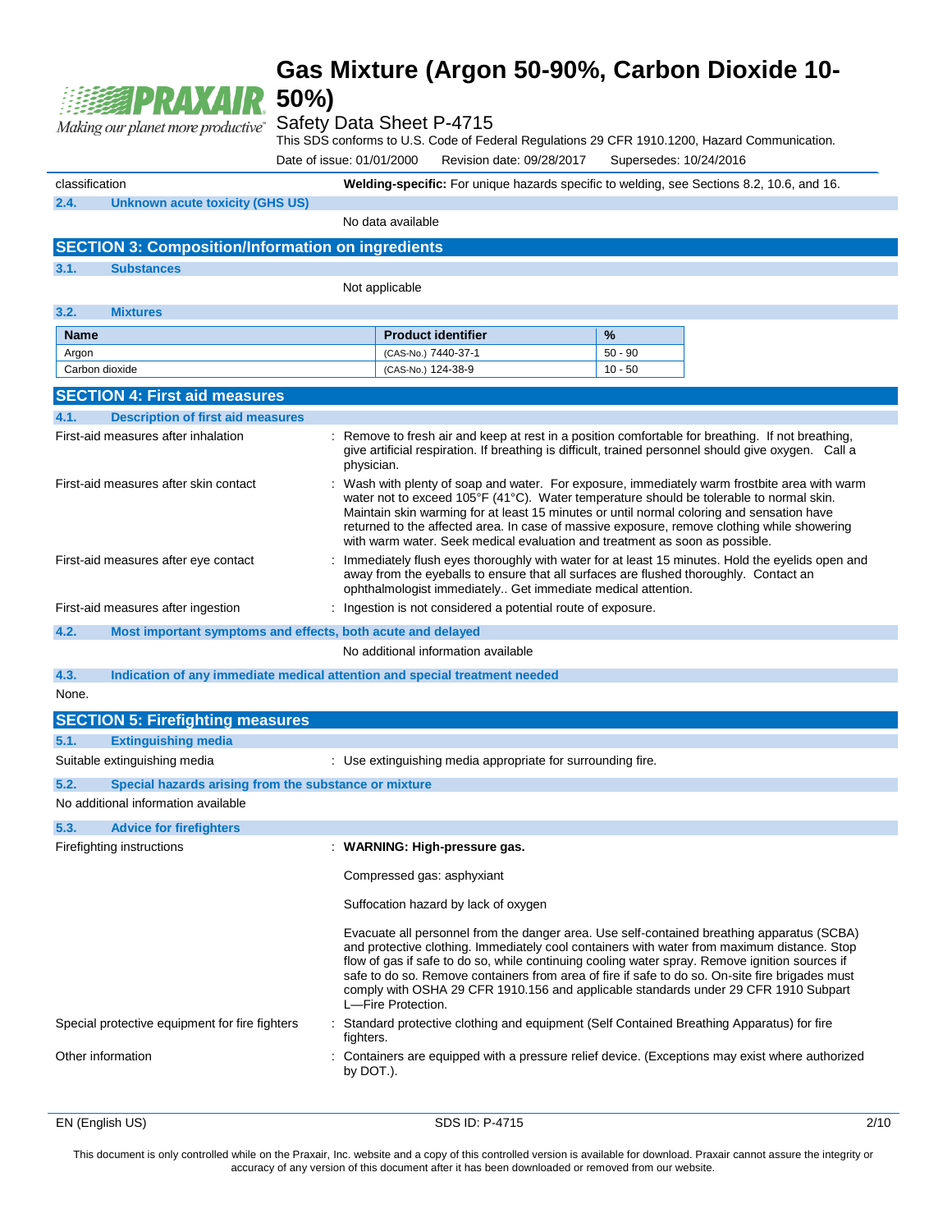| | |
|---|---|
| classification | **Welding-specific:** For unique hazards specific to welding, see Sections 8.2, 10.6, and 16. |

### 2.4. Unknown acute toxicity (GHS US)

No data available

## SECTION 3: Composition/Information on ingredients

### 3.1. Substances

Not applicable

### 3.2. Mixtures

| Name | Product identifier | % |
|---|---|---|
| Argon | (CAS-No.) 7440-37-1 | 50 - 90 |
| Carbon dioxide | (CAS-No.) 124-38-9 | 10 - 50 |

## SECTION 4: First aid measures

### 4.1. Description of first aid measures

| | |
|---|---|
| First-aid measures after inhalation | : Remove to fresh air and keep at rest in a position comfortable for breathing. If not breathing, give artificial respiration. If breathing is difficult, trained personnel should give oxygen. Call a physician. |
| First-aid measures after skin contact | : Wash with plenty of soap and water. For exposure, immediately warm frostbite area with warm water not to exceed 105°F (41°C). Water temperature should be tolerable to normal skin. Maintain skin warming for at least 15 minutes or until normal coloring and sensation have returned to the affected area. In case of massive exposure, remove clothing while showering with warm water. Seek medical evaluation and treatment as soon as possible. |
| First-aid measures after eye contact | : Immediately flush eyes thoroughly with water for at least 15 minutes. Hold the eyelids open and away from the eyeballs to ensure that all surfaces are flushed thoroughly. Contact an ophthalmologist immediately.. Get immediate medical attention. |
| First-aid measures after ingestion | : Ingestion is not considered a potential route of exposure. |

### 4.2. Most important symptoms and effects, both acute and delayed

No additional information available

### 4.3. Indication of any immediate medical attention and special treatment needed

None.

## SECTION 5: Firefighting measures

### 5.1. Extinguishing media

| | |
|---|---|
| Suitable extinguishing media | : Use extinguishing media appropriate for surrounding fire. |

### 5.2. Special hazards arising from the substance or mixture

No additional information available

### 5.3. Advice for firefighters

Firefighting instructions : **WARNING: High-pressure gas.**

Compressed gas: asphyxiant

Suffocation hazard by lack of oxygen

Evacuate all personnel from the danger area. Use self-contained breathing apparatus (SCBA) and protective clothing. Immediately cool containers with water from maximum distance. Stop flow of gas if safe to do so, while continuing cooling water spray. Remove ignition sources if safe to do so. Remove containers from area of fire if safe to do so. On-site fire brigades must comply with OSHA 29 CFR 1910.156 and applicable standards under 29 CFR 1910 Subpart L—Fire Protection.

| | |
|---|---|
| Special protective equipment for fire fighters | : Standard protective clothing and equipment (Self Contained Breathing Apparatus) for fire fighters. |
| Other information | : Containers are equipped with a pressure relief device. (Exceptions may exist where authorized by DOT.). |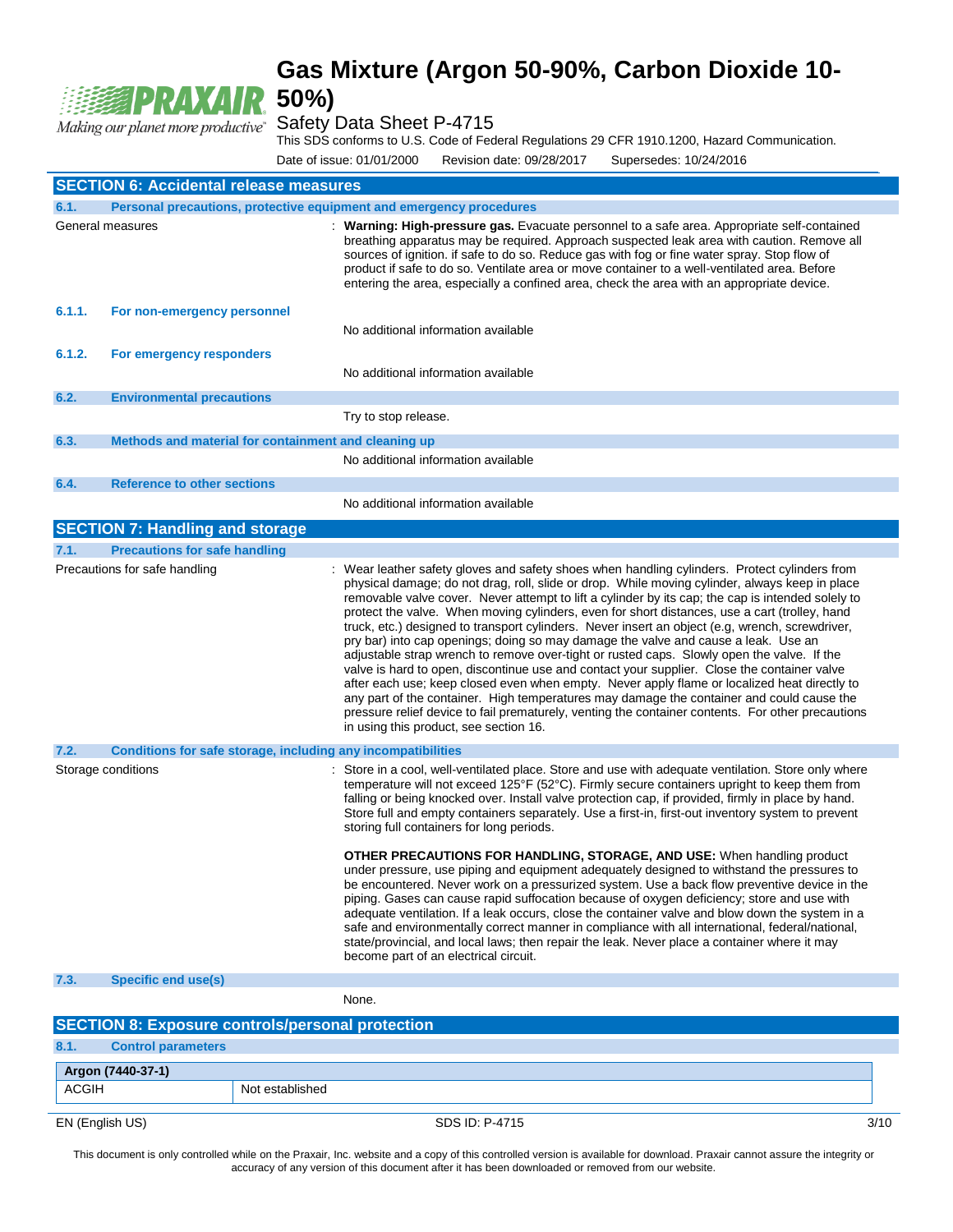## SECTION 6: Accidental release measures

### 6.1. Personal precautions, protective equipment and emergency procedures

General measures : **Warning: High-pressure gas.** Evacuate personnel to a safe area. Appropriate self-contained breathing apparatus may be required. Approach suspected leak area with caution. Remove all sources of ignition. if safe to do so. Reduce gas with fog or fine water spray. Stop flow of product if safe to do so. Ventilate area or move container to a well-ventilated area. Before entering the area, especially a confined area, check the area with an appropriate device.

#### 6.1.1. For non-emergency personnel

No additional information available

#### 6.1.2. For emergency responders

No additional information available

### 6.2. Environmental precautions

Try to stop release.

### 6.3. Methods and material for containment and cleaning up

No additional information available

### 6.4. Reference to other sections

No additional information available

## SECTION 7: Handling and storage

### 7.1. Precautions for safe handling

Precautions for safe handling : Wear leather safety gloves and safety shoes when handling cylinders. Protect cylinders from physical damage; do not drag, roll, slide or drop. While moving cylinder, always keep in place removable valve cover. Never attempt to lift a cylinder by its cap; the cap is intended solely to protect the valve. When moving cylinders, even for short distances, use a cart (trolley, hand truck, etc.) designed to transport cylinders. Never insert an object (e.g, wrench, screwdriver, pry bar) into cap openings; doing so may damage the valve and cause a leak. Use an adjustable strap wrench to remove over-tight or rusted caps. Slowly open the valve. If the valve is hard to open, discontinue use and contact your supplier. Close the container valve after each use; keep closed even when empty. Never apply flame or localized heat directly to any part of the container. High temperatures may damage the container and could cause the pressure relief device to fail prematurely, venting the container contents. For other precautions in using this product, see section 16.

### 7.2. Conditions for safe storage, including any incompatibilities

Storage conditions : Store in a cool, well-ventilated place. Store and use with adequate ventilation. Store only where temperature will not exceed 125°F (52°C). Firmly secure containers upright to keep them from falling or being knocked over. Install valve protection cap, if provided, firmly in place by hand. Store full and empty containers separately. Use a first-in, first-out inventory system to prevent storing full containers for long periods.

**OTHER PRECAUTIONS FOR HANDLING, STORAGE, AND USE:** When handling product under pressure, use piping and equipment adequately designed to withstand the pressures to be encountered. Never work on a pressurized system. Use a back flow preventive device in the piping. Gases can cause rapid suffocation because of oxygen deficiency; store and use with adequate ventilation. If a leak occurs, close the container valve and blow down the system in a safe and environmentally correct manner in compliance with all international, federal/national, state/provincial, and local laws; then repair the leak. Never place a container where it may become part of an electrical circuit.

### 7.3. Specific end use(s)

None.

## SECTION 8: Exposure controls/personal protection

### 8.1. Control parameters

| Argon (7440-37-1) | |
|---|---|
| ACGIH | Not established |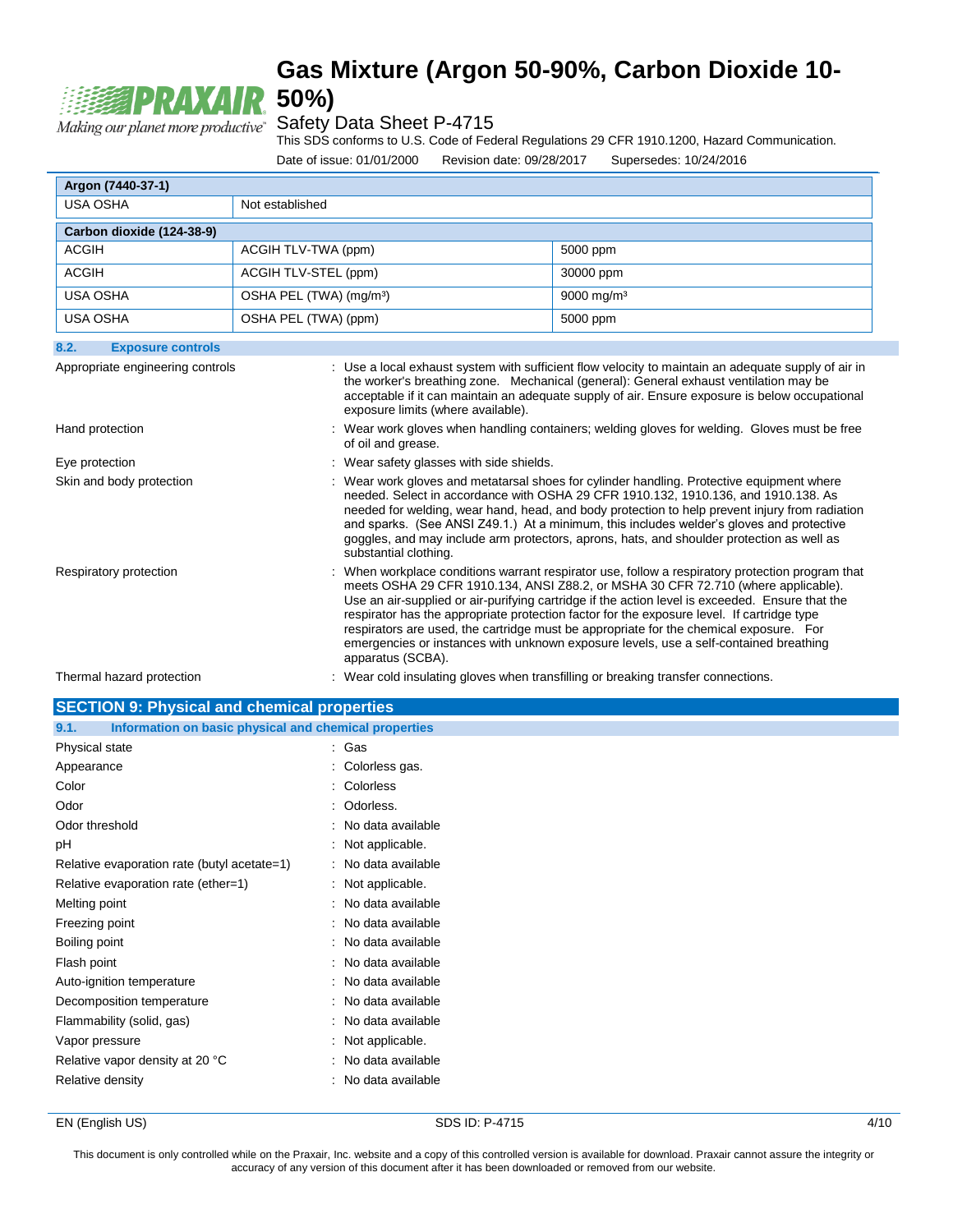| Argon (7440-37-1) | | |
|---|---|---|
| USA OSHA | Not established | |

| Carbon dioxide (124-38-9) | | |
|---|---|---|
| ACGIH | ACGIH TLV-TWA (ppm) | 5000 ppm |
| ACGIH | ACGIH TLV-STEL (ppm) | 30000 ppm |
| USA OSHA | OSHA PEL (TWA) (mg/m³) | 9000 mg/m³ |
| USA OSHA | OSHA PEL (TWA) (ppm) | 5000 ppm |

### 8.2. Exposure controls

Appropriate engineering controls : Use a local exhaust system with sufficient flow velocity to maintain an adequate supply of air in the worker's breathing zone. Mechanical (general): General exhaust ventilation may be acceptable if it can maintain an adequate supply of air. Ensure exposure is below occupational exposure limits (where available).

Hand protection : Wear work gloves when handling containers; welding gloves for welding. Gloves must be free of oil and grease.

Eye protection : Wear safety glasses with side shields.

Skin and body protection : Wear work gloves and metatarsal shoes for cylinder handling. Protective equipment where needed. Select in accordance with OSHA 29 CFR 1910.132, 1910.136, and 1910.138. As needed for welding, wear hand, head, and body protection to help prevent injury from radiation and sparks. (See ANSI Z49.1.) At a minimum, this includes welder's gloves and protective goggles, and may include arm protectors, aprons, hats, and shoulder protection as well as substantial clothing.

Respiratory protection : When workplace conditions warrant respirator use, follow a respiratory protection program that meets OSHA 29 CFR 1910.134, ANSI Z88.2, or MSHA 30 CFR 72.710 (where applicable). Use an air-supplied or air-purifying cartridge if the action level is exceeded. Ensure that the respirator has the appropriate protection factor for the exposure level. If cartridge type respirators are used, the cartridge must be appropriate for the chemical exposure. For emergencies or instances with unknown exposure levels, use a self-contained breathing apparatus (SCBA).

Thermal hazard protection : Wear cold insulating gloves when transfilling or breaking transfer connections.

## SECTION 9: Physical and chemical properties

### 9.1. Information on basic physical and chemical properties

| | |
|---|---|
| Physical state | : Gas |
| Appearance | : Colorless gas. |
| Color | : Colorless |
| Odor | : Odorless. |
| Odor threshold | : No data available |
| pH | : Not applicable. |
| Relative evaporation rate (butyl acetate=1) | : No data available |
| Relative evaporation rate (ether=1) | : Not applicable. |
| Melting point | : No data available |
| Freezing point | : No data available |
| Boiling point | : No data available |
| Flash point | : No data available |
| Auto-ignition temperature | : No data available |
| Decomposition temperature | : No data available |
| Flammability (solid, gas) | : No data available |
| Vapor pressure | : Not applicable. |
| Relative vapor density at 20 °C | : No data available |
| Relative density | : No data available |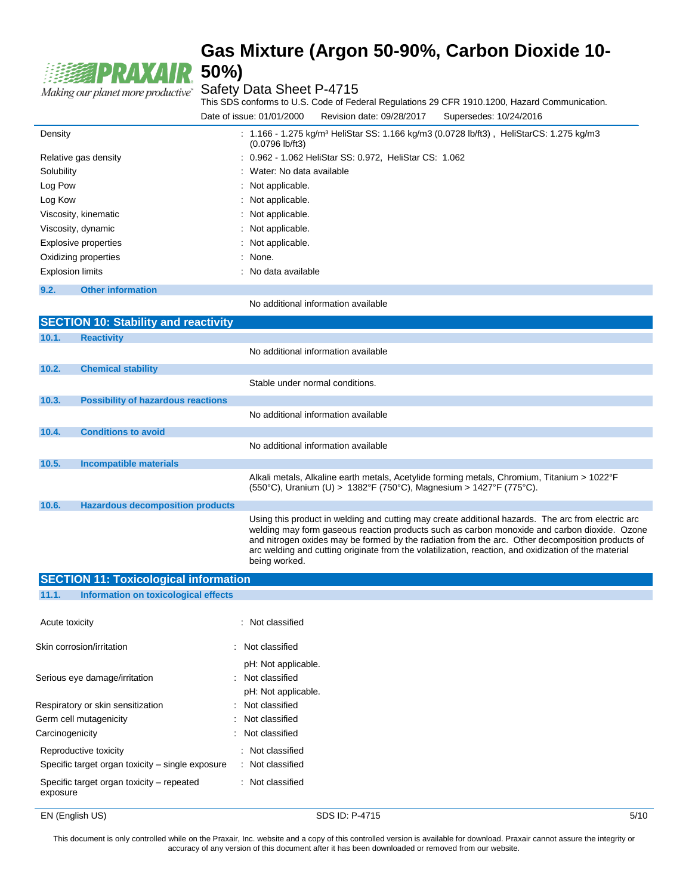| | |
|---|---|
| Density | : 1.166 - 1.275 kg/m³ HeliStar SS: 1.166 kg/m3 (0.0728 lb/ft3) , HeliStarCS: 1.275 kg/m3 (0.0796 lb/ft3) |
| Relative gas density | : 0.962 - 1.062 HeliStar SS: 0.972, HeliStar CS: 1.062 |
| Solubility | : Water: No data available |
| Log Pow | : Not applicable. |
| Log Kow | : Not applicable. |
| Viscosity, kinematic | : Not applicable. |
| Viscosity, dynamic | : Not applicable. |
| Explosive properties | : Not applicable. |
| Oxidizing properties | : None. |
| Explosion limits | : No data available |

### 9.2. Other information

No additional information available

## SECTION 10: Stability and reactivity

### 10.1. Reactivity

No additional information available

### 10.2. Chemical stability

Stable under normal conditions.

### 10.3. Possibility of hazardous reactions

No additional information available

### 10.4. Conditions to avoid

No additional information available

### 10.5. Incompatible materials

Alkali metals, Alkaline earth metals, Acetylide forming metals, Chromium, Titanium > 1022°F (550°C), Uranium (U) > 1382°F (750°C), Magnesium > 1427°F (775°C).

### 10.6. Hazardous decomposition products

Using this product in welding and cutting may create additional hazards. The arc from electric arc welding may form gaseous reaction products such as carbon monoxide and carbon dioxide. Ozone and nitrogen oxides may be formed by the radiation from the arc. Other decomposition products of arc welding and cutting originate from the volatilization, reaction, and oxidization of the material being worked.

## SECTION 11: Toxicological information

### 11.1. Information on toxicological effects

| | |
|---|---|
| Acute toxicity | : Not classified |
| Skin corrosion/irritation | : Not classified<br>pH: Not applicable. |
| Serious eye damage/irritation | : Not classified<br>pH: Not applicable. |
| Respiratory or skin sensitization | : Not classified |
| Germ cell mutagenicity | : Not classified |
| Carcinogenicity | : Not classified |
| Reproductive toxicity | : Not classified |
| Specific target organ toxicity – single exposure | : Not classified |
| Specific target organ toxicity – repeated exposure | : Not classified |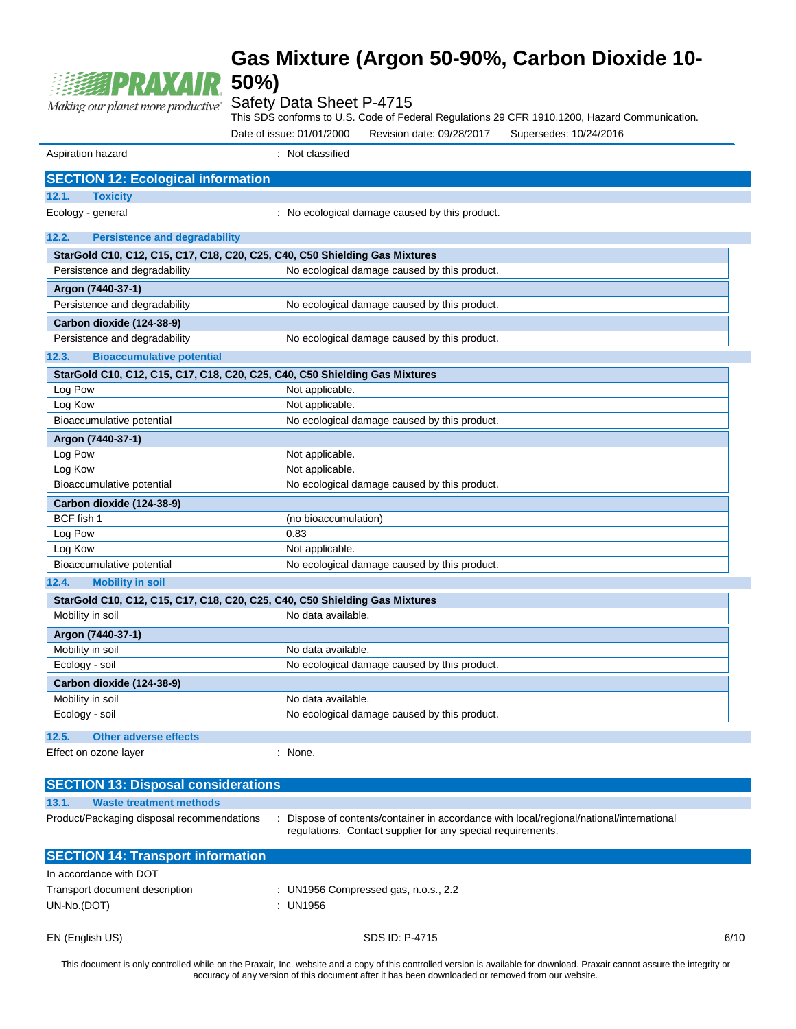Aspiration hazard : Not classified

## SECTION 12: Ecological information

### 12.1. Toxicity

Ecology - general : No ecological damage caused by this product.

### 12.2. Persistence and degradability

| StarGold C10, C12, C15, C17, C18, C20, C25, C40, C50 Shielding Gas Mixtures | |
|---|---|
| Persistence and degradability | No ecological damage caused by this product. |
| **Argon (7440-37-1)** | |
| Persistence and degradability | No ecological damage caused by this product. |
| **Carbon dioxide (124-38-9)** | |
| Persistence and degradability | No ecological damage caused by this product. |

### 12.3. Bioaccumulative potential

| StarGold C10, C12, C15, C17, C18, C20, C25, C40, C50 Shielding Gas Mixtures | |
|---|---|
| Log Pow | Not applicable. |
| Log Kow | Not applicable. |
| Bioaccumulative potential | No ecological damage caused by this product. |
| **Argon (7440-37-1)** | |
| Log Pow | Not applicable. |
| Log Kow | Not applicable. |
| Bioaccumulative potential | No ecological damage caused by this product. |
| **Carbon dioxide (124-38-9)** | |
| BCF fish 1 | (no bioaccumulation) |
| Log Pow | 0.83 |
| Log Kow | Not applicable. |
| Bioaccumulative potential | No ecological damage caused by this product. |

### 12.4. Mobility in soil

| StarGold C10, C12, C15, C17, C18, C20, C25, C40, C50 Shielding Gas Mixtures | |
|---|---|
| Mobility in soil | No data available. |
| **Argon (7440-37-1)** | |
| Mobility in soil | No data available. |
| Ecology - soil | No ecological damage caused by this product. |
| **Carbon dioxide (124-38-9)** | |
| Mobility in soil | No data available. |
| Ecology - soil | No ecological damage caused by this product. |

### 12.5. Other adverse effects

Effect on ozone layer : None.

## SECTION 13: Disposal considerations

### 13.1. Waste treatment methods

Product/Packaging disposal recommendations : Dispose of contents/container in accordance with local/regional/national/international regulations. Contact supplier for any special requirements.

## SECTION 14: Transport information

In accordance with DOT

Transport document description : UN1956 Compressed gas, n.o.s., 2.2

UN-No.(DOT) : UN1956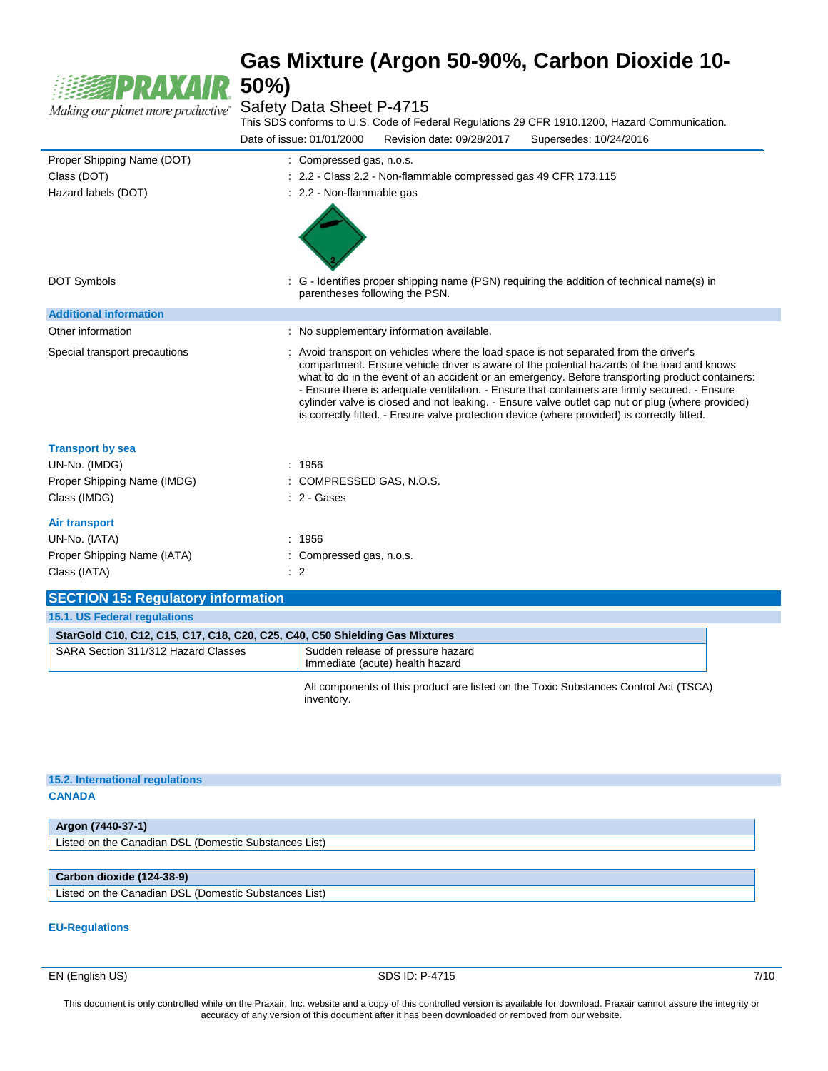| | |
|---|---|
| Proper Shipping Name (DOT) | : Compressed gas, n.o.s. |
| Class (DOT) | : 2.2 - Class 2.2 - Non-flammable compressed gas 49 CFR 173.115 |
| Hazard labels (DOT) | : 2.2 - Non-flammable gas |
| DOT Symbols | : G - Identifies proper shipping name (PSN) requiring the addition of technical name(s) in parentheses following the PSN. |

**Additional information**

| | |
|---|---|
| Other information | : No supplementary information available. |
| Special transport precautions | : Avoid transport on vehicles where the load space is not separated from the driver's compartment. Ensure vehicle driver is aware of the potential hazards of the load and knows what to do in the event of an accident or an emergency. Before transporting product containers: - Ensure there is adequate ventilation. - Ensure that containers are firmly secured. - Ensure cylinder valve is closed and not leaking. - Ensure valve outlet cap nut or plug (where provided) is correctly fitted. - Ensure valve protection device (where provided) is correctly fitted. |

**Transport by sea**

| | |
|---|---|
| UN-No. (IMDG) | : 1956 |
| Proper Shipping Name (IMDG) | : COMPRESSED GAS, N.O.S. |
| Class (IMDG) | : 2 - Gases |

**Air transport**

| | |
|---|---|
| UN-No. (IATA) | : 1956 |
| Proper Shipping Name (IATA) | : Compressed gas, n.o.s. |
| Class (IATA) | : 2 |

## SECTION 15: Regulatory information

### 15.1. US Federal regulations

| StarGold C10, C12, C15, C17, C18, C20, C25, C40, C50 Shielding Gas Mixtures | |
|---|---|
| SARA Section 311/312 Hazard Classes | Sudden release of pressure hazard<br>Immediate (acute) health hazard |

All components of this product are listed on the Toxic Substances Control Act (TSCA) inventory.

### 15.2. International regulations

**CANADA**

| Argon (7440-37-1) |
|---|
| Listed on the Canadian DSL (Domestic Substances List) |

| Carbon dioxide (124-38-9) |
|---|
| Listed on the Canadian DSL (Domestic Substances List) |

**EU-Regulations**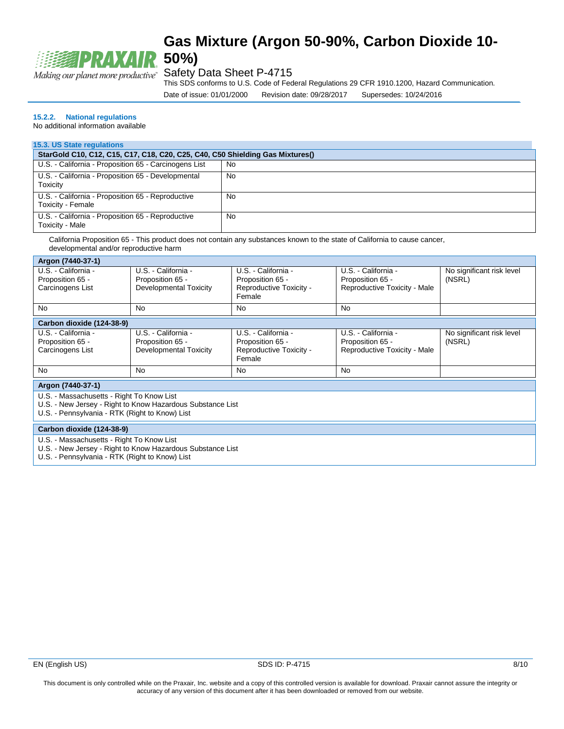#### 15.2.2. National regulations

No additional information available

### 15.3. US State regulations

| StarGold C10, C12, C15, C17, C18, C20, C25, C40, C50 Shielding Gas Mixtures() | |
|---|---|
| U.S. - California - Proposition 65 - Carcinogens List | No |
| U.S. - California - Proposition 65 - Developmental Toxicity | No |
| U.S. - California - Proposition 65 - Reproductive Toxicity - Female | No |
| U.S. - California - Proposition 65 - Reproductive Toxicity - Male | No |

California Proposition 65 - This product does not contain any substances known to the state of California to cause cancer, developmental and/or reproductive harm

| Argon (7440-37-1) | | | | |
|---|---|---|---|---|
| U.S. - California - Proposition 65 - Carcinogens List | U.S. - California - Proposition 65 - Developmental Toxicity | U.S. - California - Proposition 65 - Reproductive Toxicity - Female | U.S. - California - Proposition 65 - Reproductive Toxicity - Male | No significant risk level (NSRL) |
| No | No | No | No | |

| Carbon dioxide (124-38-9) | | | | |
|---|---|---|---|---|
| U.S. - California - Proposition 65 - Carcinogens List | U.S. - California - Proposition 65 - Developmental Toxicity | U.S. - California - Proposition 65 - Reproductive Toxicity - Female | U.S. - California - Proposition 65 - Reproductive Toxicity - Male | No significant risk level (NSRL) |
| No | No | No | No | |

| Argon (7440-37-1) |
|---|
| U.S. - Massachusetts - Right To Know List<br>U.S. - New Jersey - Right to Know Hazardous Substance List<br>U.S. - Pennsylvania - RTK (Right to Know) List |

| Carbon dioxide (124-38-9) |
|---|
| U.S. - Massachusetts - Right To Know List<br>U.S. - New Jersey - Right to Know Hazardous Substance List<br>U.S. - Pennsylvania - RTK (Right to Know) List |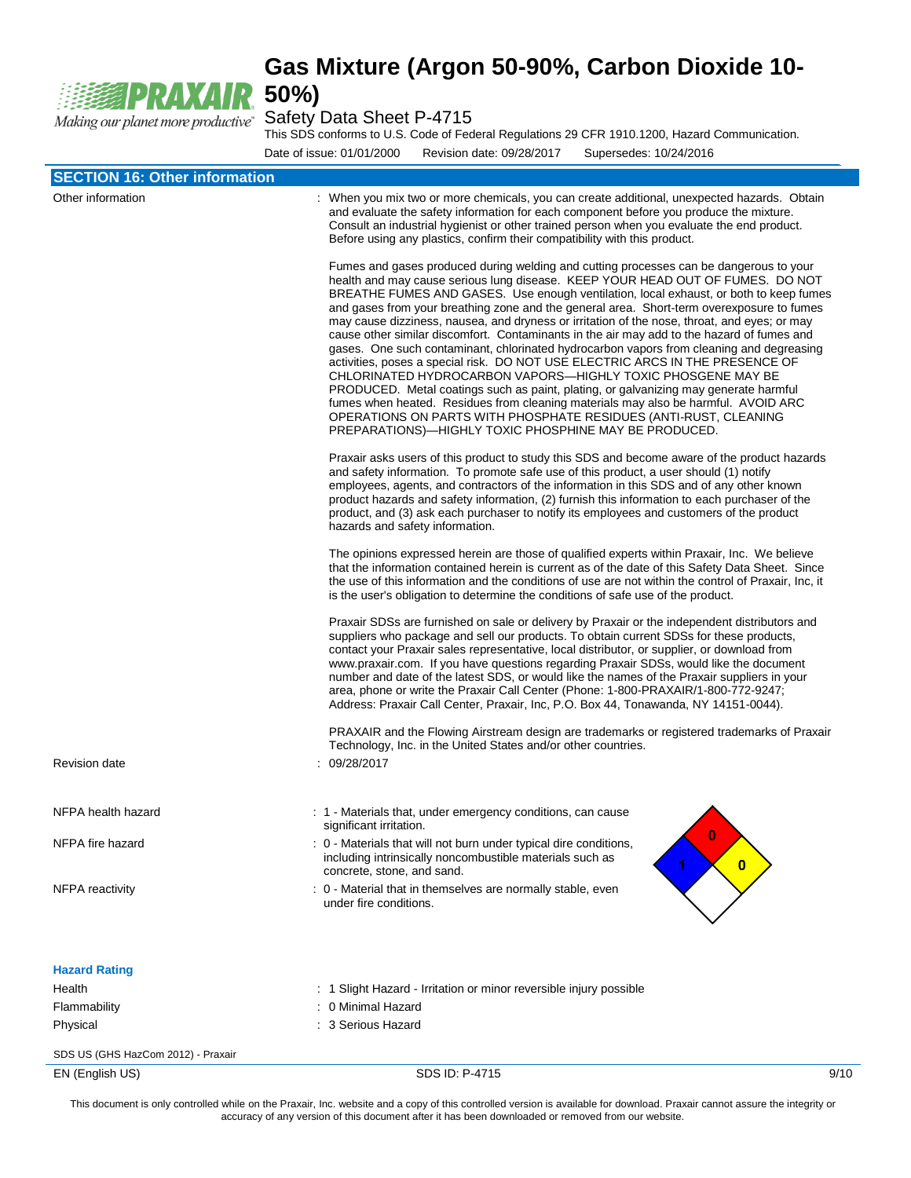## SECTION 16: Other information

Other information : When you mix two or more chemicals, you can create additional, unexpected hazards. Obtain and evaluate the safety information for each component before you produce the mixture. Consult an industrial hygienist or other trained person when you evaluate the end product. Before using any plastics, confirm their compatibility with this product.

Fumes and gases produced during welding and cutting processes can be dangerous to your health and may cause serious lung disease. KEEP YOUR HEAD OUT OF FUMES. DO NOT BREATHE FUMES AND GASES. Use enough ventilation, local exhaust, or both to keep fumes and gases from your breathing zone and the general area. Short-term overexposure to fumes may cause dizziness, nausea, and dryness or irritation of the nose, throat, and eyes; or may cause other similar discomfort. Contaminants in the air may add to the hazard of fumes and gases. One such contaminant, chlorinated hydrocarbon vapors from cleaning and degreasing activities, poses a special risk. DO NOT USE ELECTRIC ARCS IN THE PRESENCE OF CHLORINATED HYDROCARBON VAPORS—HIGHLY TOXIC PHOSGENE MAY BE PRODUCED. Metal coatings such as paint, plating, or galvanizing may generate harmful fumes when heated. Residues from cleaning materials may also be harmful. AVOID ARC OPERATIONS ON PARTS WITH PHOSPHATE RESIDUES (ANTI-RUST, CLEANING PREPARATIONS)—HIGHLY TOXIC PHOSPHINE MAY BE PRODUCED.

Praxair asks users of this product to study this SDS and become aware of the product hazards and safety information. To promote safe use of this product, a user should (1) notify employees, agents, and contractors of the information in this SDS and of any other known product hazards and safety information, (2) furnish this information to each purchaser of the product, and (3) ask each purchaser to notify its employees and customers of the product hazards and safety information.

The opinions expressed herein are those of qualified experts within Praxair, Inc. We believe that the information contained herein is current as of the date of this Safety Data Sheet. Since the use of this information and the conditions of use are not within the control of Praxair, Inc, it is the user's obligation to determine the conditions of safe use of the product.

Praxair SDSs are furnished on sale or delivery by Praxair or the independent distributors and suppliers who package and sell our products. To obtain current SDSs for these products, contact your Praxair sales representative, local distributor, or supplier, or download from www.praxair.com. If you have questions regarding Praxair SDSs, would like the document number and date of the latest SDS, or would like the names of the Praxair suppliers in your area, phone or write the Praxair Call Center (Phone: 1-800-PRAXAIR/1-800-772-9247; Address: Praxair Call Center, Praxair, Inc, P.O. Box 44, Tonawanda, NY 14151-0044).

PRAXAIR and the Flowing Airstream design are trademarks or registered trademarks of Praxair Technology, Inc. in the United States and/or other countries.

Revision date : 09/28/2017

NFPA health hazard : 1 - Materials that, under emergency conditions, can cause significant irritation.

NFPA fire hazard : 0 - Materials that will not burn under typical dire conditions, including intrinsically noncombustible materials such as concrete, stone, and sand.

NFPA reactivity : 0 - Material that in themselves are normally stable, even under fire conditions.

### Hazard Rating

Health : 1 Slight Hazard - Irritation or minor reversible injury possible

Flammability : 0 Minimal Hazard

Physical : 3 Serious Hazard

SDS US (GHS HazCom 2012) - Praxair

This document is only controlled while on the Praxair, Inc. website and a copy of this controlled version is available for download. Praxair cannot assure the integrity or accuracy of any version of this document after it has been downloaded or removed from our website.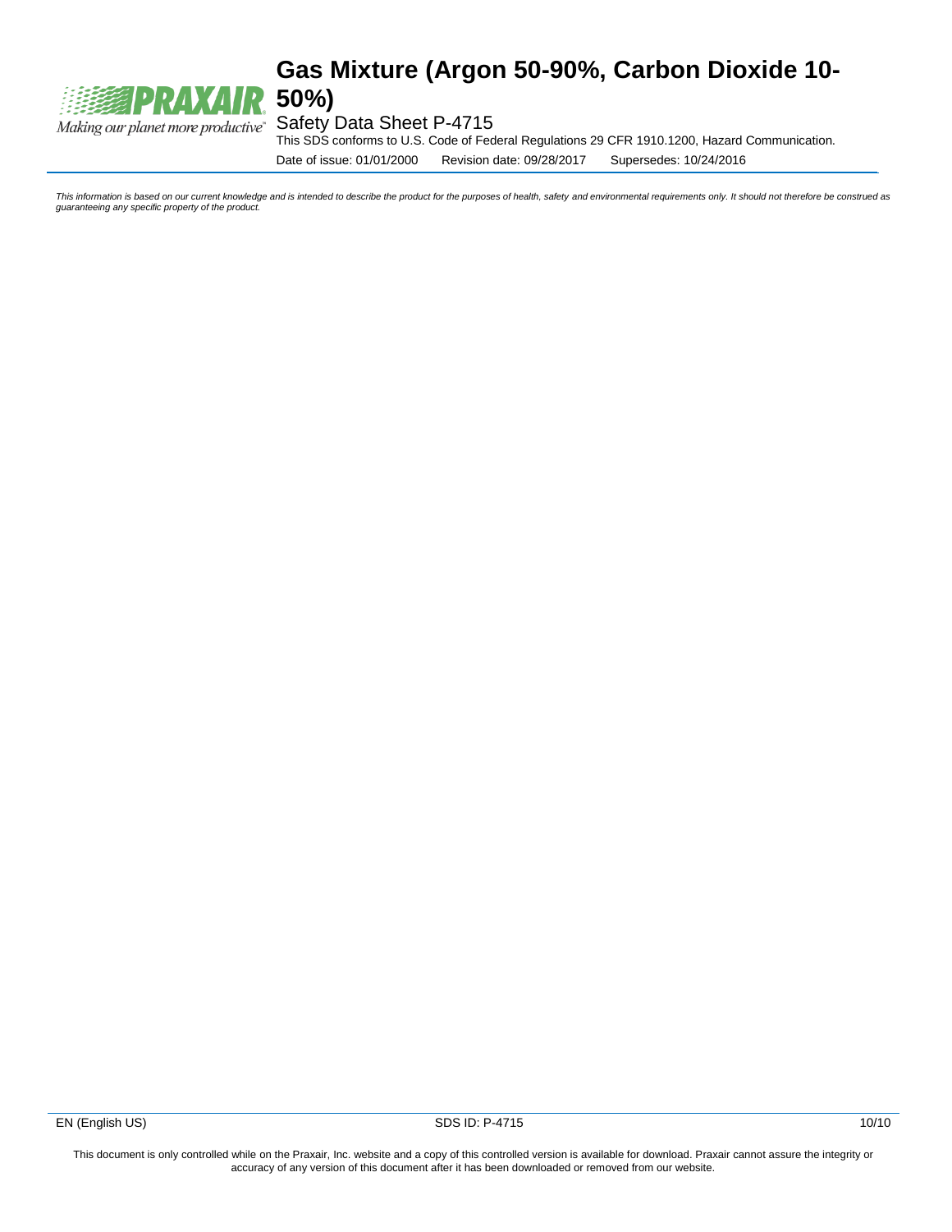This information is based on our current knowledge and is intended to describe the product for the purposes of health, safety and environmental requirements only. It should not therefore be construed as guaranteeing any specific property of the product.